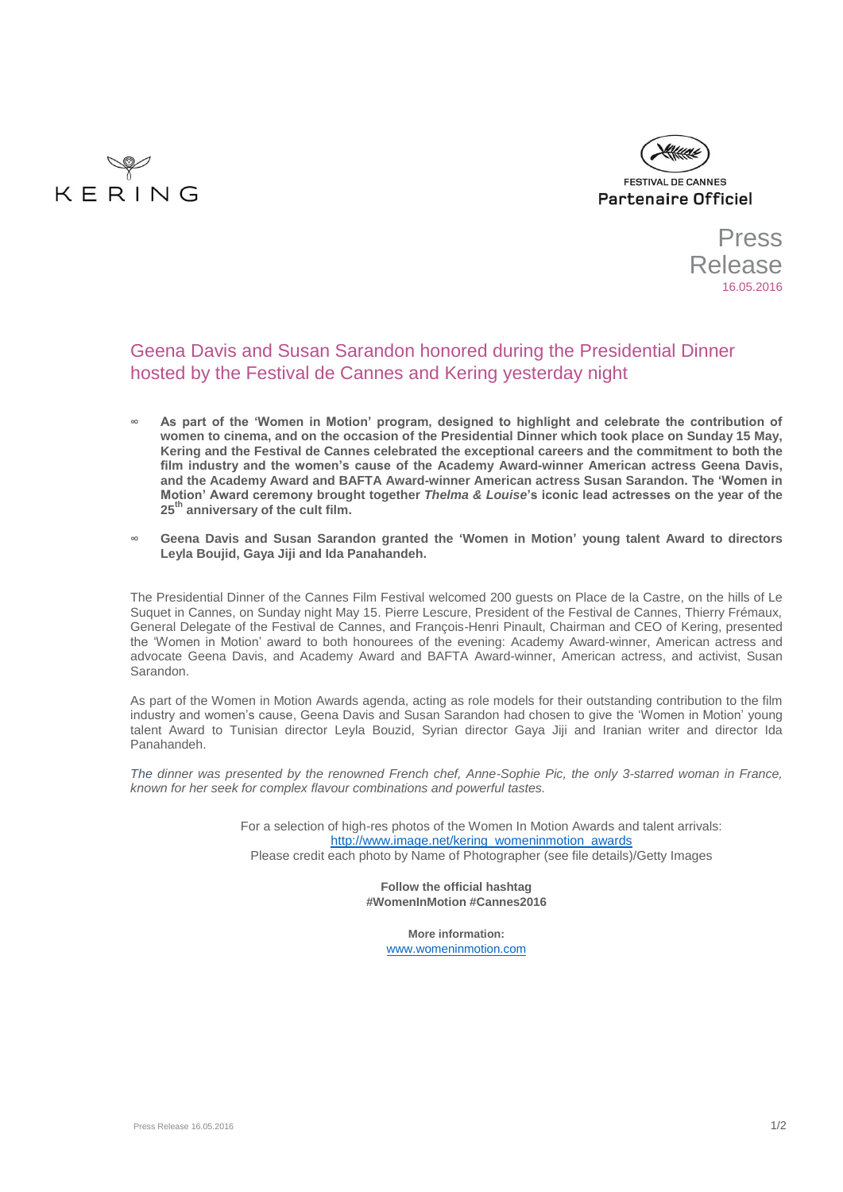KERING

FESTIVAL DE CANNES
Partenaire Officiel

Press Release
16.05.2016

# Geena Davis and Susan Sarandon honored during the Presidential Dinner hosted by the Festival de Cannes and Kering yesterday night

- **As part of the 'Women in Motion' program, designed to highlight and celebrate the contribution of women to cinema, and on the occasion of the Presidential Dinner which took place on Sunday 15 May, Kering and the Festival de Cannes celebrated the exceptional careers and the commitment to both the film industry and the women's cause of the Academy Award-winner American actress Geena Davis, and the Academy Award and BAFTA Award-winner American actress Susan Sarandon. The 'Women in Motion' Award ceremony brought together *Thelma & Louise*'s iconic lead actresses on the year of the 25th anniversary of the cult film.**
- **Geena Davis and Susan Sarandon granted the 'Women in Motion' young talent Award to directors Leyla Boujid, Gaya Jiji and Ida Panahandeh.**

The Presidential Dinner of the Cannes Film Festival welcomed 200 guests on Place de la Castre, on the hills of Le Suquet in Cannes, on Sunday night May 15. Pierre Lescure, President of the Festival de Cannes, Thierry Frémaux, General Delegate of the Festival de Cannes, and François-Henri Pinault, Chairman and CEO of Kering, presented the 'Women in Motion' award to both honourees of the evening: Academy Award-winner, American actress and advocate Geena Davis, and Academy Award and BAFTA Award-winner, American actress, and activist, Susan Sarandon.

As part of the Women in Motion Awards agenda, acting as role models for their outstanding contribution to the film industry and women's cause, Geena Davis and Susan Sarandon had chosen to give the 'Women in Motion' young talent Award to Tunisian director Leyla Bouzid, Syrian director Gaya Jiji and Iranian writer and director Ida Panahandeh.

*The dinner was presented by the renowned French chef, Anne-Sophie Pic, the only 3-starred woman in France, known for her seek for complex flavour combinations and powerful tastes.*

For a selection of high-res photos of the Women In Motion Awards and talent arrivals:
http://www.image.net/kering_womeninmotion_awards
Please credit each photo by Name of Photographer (see file details)/Getty Images

**Follow the official hashtag**
**#WomenInMotion #Cannes2016**

**More information:**
www.womeninmotion.com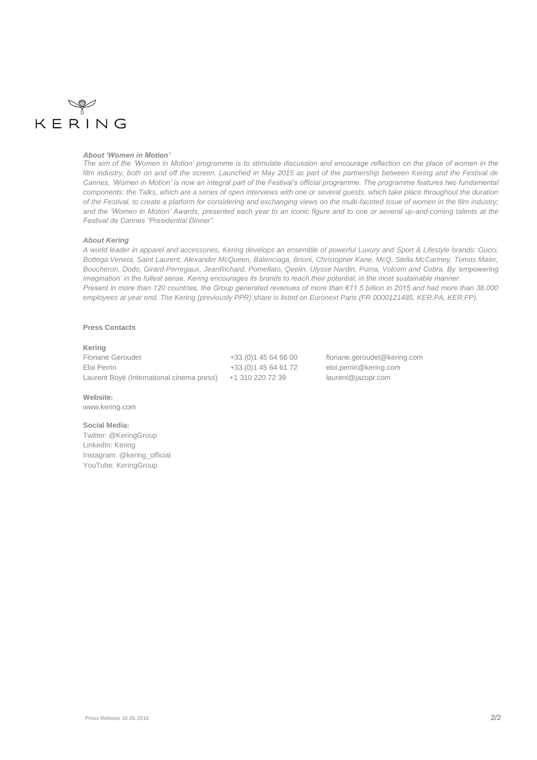KERING

***About 'Women in Motion'***

*The aim of the 'Women in Motion' programme is to stimulate discussion and encourage reflection on the place of women in the film industry, both on and off the screen. Launched in May 2015 as part of the partnership between Kering and the Festival de Cannes, 'Women in Motion' is now an integral part of the Festival's official programme. The programme features two fundamental components: the Talks, which are a series of open interviews with one or several guests, which take place throughout the duration of the Festival, to create a platform for considering and exchanging views on the multi-faceted issue of women in the film industry; and the 'Women in Motion' Awards, presented each year to an iconic figure and to one or several up-and-coming talents at the Festival de Cannes "Presidential Dinner".*

***About Kering***

*A world leader in apparel and accessories, Kering develops an ensemble of powerful Luxury and Sport & Lifestyle brands: Gucci, Bottega Veneta, Saint Laurent, Alexander McQueen, Balenciaga, Brioni, Christopher Kane, McQ, Stella McCartney, Tomas Maier, Boucheron, Dodo, Girard-Perregaux, JeanRichard, Pomellato, Qeelin, Ulysse Nardin, Puma, Volcom and Cobra. By 'empowering imagination' in the fullest sense, Kering encourages its brands to reach their potential, in the most sustainable manner.*
*Present in more than 120 countries, the Group generated revenues of more than €11.5 billion in 2015 and had more than 38,000 employees at year end. The Kering (previously PPR) share is listed on Euronext Paris (FR 0000121485, KER.PA, KER.FP).*

**Press Contacts**

**Kering**

| | | |
|---|---|---|
| Floriane Geroudet | +33 (0)1 45 64 66 00 | floriane.geroudet@kering.com |
| Eloi Perrin | +33 (0)1 45 64 61 72 | eloi.perrin@kering.com |
| Laurent Boyé (International cinema press) | +1 310 220 72 39 | laurent@jazopr.com |

**Website:**
www.kering.com

**Social Media:**
Twitter: @KeringGroup
LinkedIn: Kering
Instagram: @kering_official
YouTube: KeringGroup

Press Release 16.05.2016